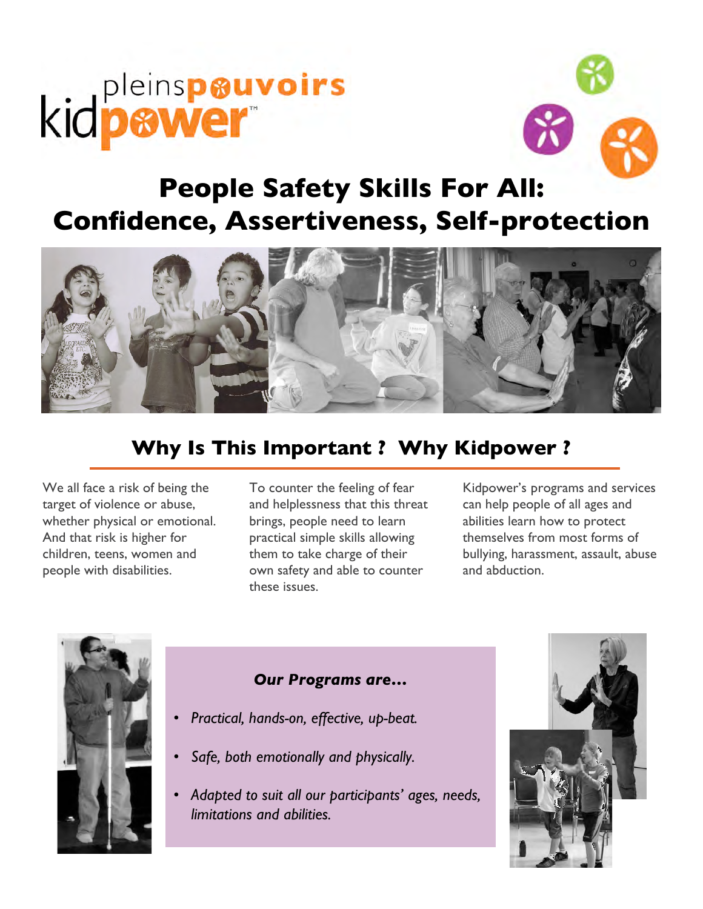kidpower™ pleinspouvoirs

# People Safety Skills For All: Confidence, Assertiveness, Self-protection

## Why Is This Important ? Why Kidpower ?

We all face a risk of being the target of violence or abuse, whether physical or emotional. And that risk is higher for children, teens, women and people with disabilities.

To counter the feeling of fear and helplessness that this threat brings, people need to learn practical simple skills allowing them to take charge of their own safety and able to counter these issues.

Kidpower's programs and services can help people of all ages and abilities learn how to protect themselves from most forms of bullying, harassment, assault, abuse and abduction.

***Our Programs are…***

- *Practical, hands-on, effective, up-beat.*
- *Safe, both emotionally and physically.*
- *Adapted to suit all our participants' ages, needs, limitations and abilities.*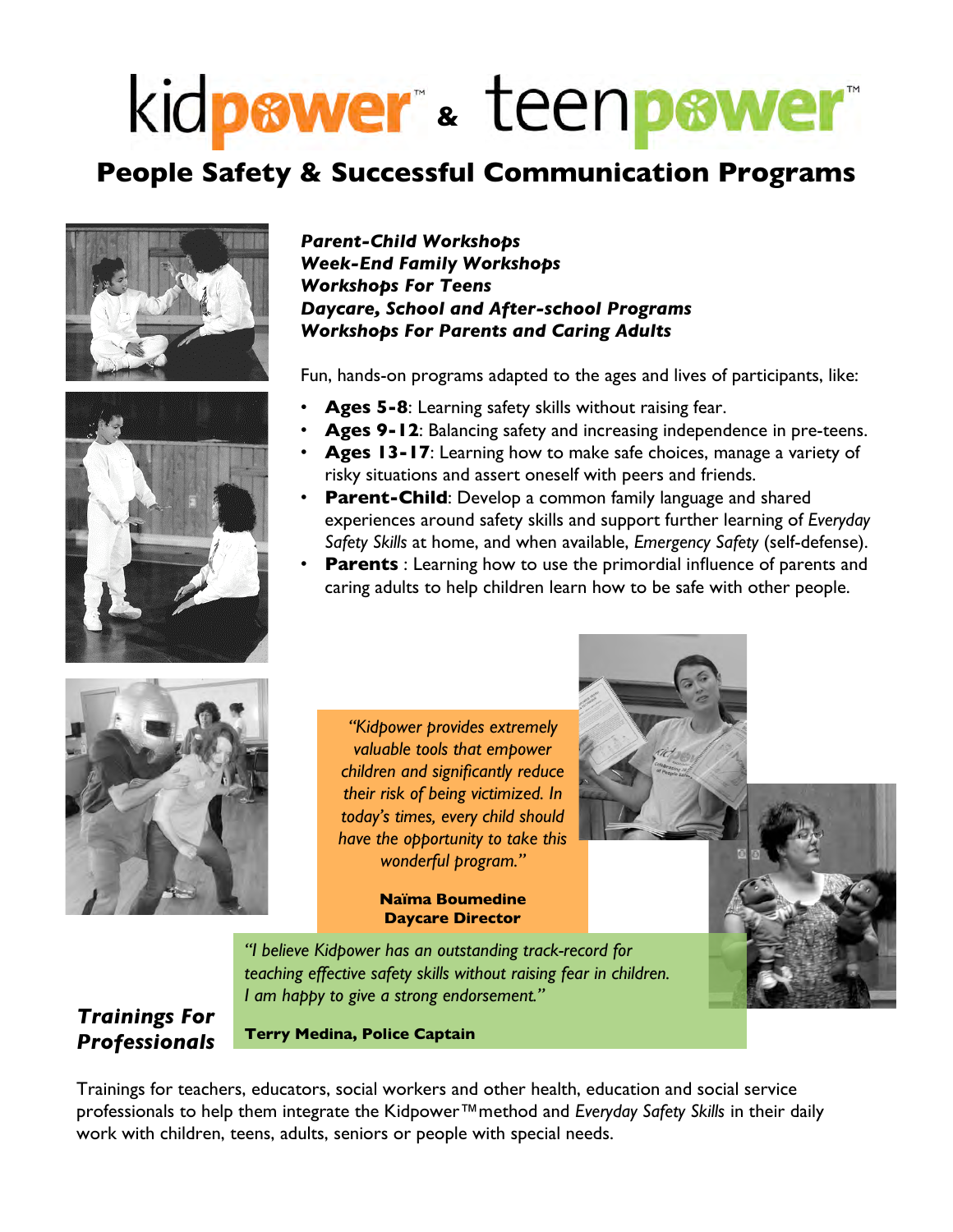# kidpower™ & teenpower™

## People Safety & Successful Communication Programs

***Parent-Child Workshops***
***Week-End Family Workshops***
***Workshops For Teens***
***Daycare, School and After-school Programs***
***Workshops For Parents and Caring Adults***

Fun, hands-on programs adapted to the ages and lives of participants, like:

- **Ages 5-8**: Learning safety skills without raising fear.
- **Ages 9-12**: Balancing safety and increasing independence in pre-teens.
- **Ages 13-17**: Learning how to make safe choices, manage a variety of risky situations and assert oneself with peers and friends.
- **Parent-Child**: Develop a common family language and shared experiences around safety skills and support further learning of *Everyday Safety Skills* at home, and when available, *Emergency Safety* (self-defense).
- **Parents** : Learning how to use the primordial influence of parents and caring adults to help children learn how to be safe with other people.

*"Kidpower provides extremely valuable tools that empower children and significantly reduce their risk of being victimized. In today's times, every child should have the opportunity to take this wonderful program."*

**Naïma Boumedine**
**Daycare Director**

*"I believe Kidpower has an outstanding track-record for teaching effective safety skills without raising fear in children. I am happy to give a strong endorsement."*

**Terry Medina, Police Captain**

### *Trainings For Professionals*

Trainings for teachers, educators, social workers and other health, education and social service professionals to help them integrate the Kidpower™ method and *Everyday Safety Skills* in their daily work with children, teens, adults, seniors or people with special needs.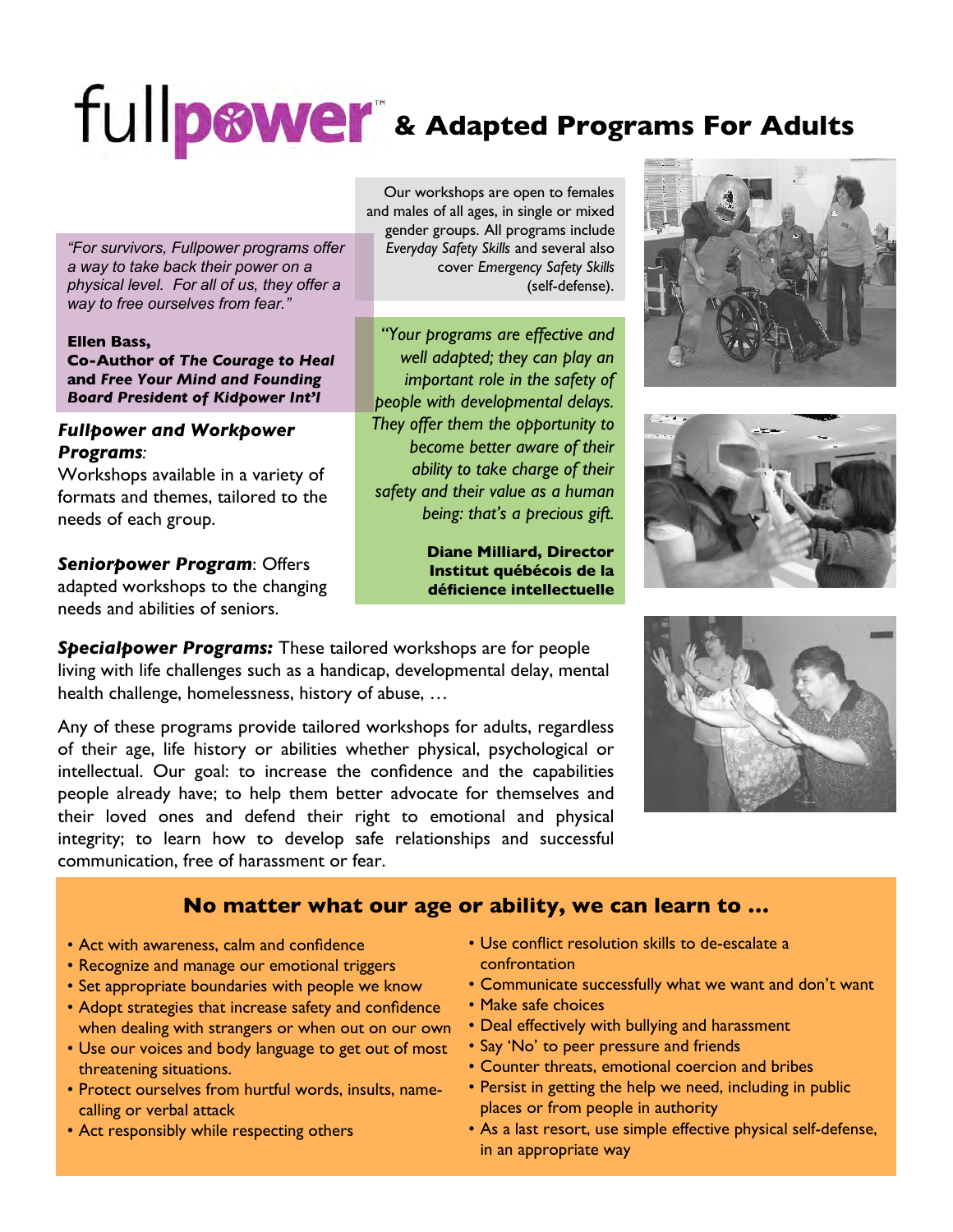# fullpower™ & Adapted Programs For Adults

Our workshops are open to females and males of all ages, in single or mixed gender groups. All programs include *Everyday Safety Skills* and several also cover *Emergency Safety Skills* (self-defense).

*"For survivors, Fullpower programs offer a way to take back their power on a physical level. For all of us, they offer a way to free ourselves from fear."*

**Ellen Bass,**
**Co-Author of *The Courage to Heal* and *Free Your Mind* and Founding Board President of Kidpower Int'l**

*"Your programs are effective and well adapted; they can play an important role in the safety of people with developmental delays. They offer them the opportunity to become better aware of their ability to take charge of their safety and their value as a human being: that's a precious gift.*

**Diane Milliard, Director**
**Institut québécois de la déficience intellectuelle**

***Fullpower and Workpower Programs***: Workshops available in a variety of formats and themes, tailored to the needs of each group.

***Seniorpower Program***: Offers adapted workshops to the changing needs and abilities of seniors.

***Specialpower Programs:*** These tailored workshops are for people living with life challenges such as a handicap, developmental delay, mental health challenge, homelessness, history of abuse, …

Any of these programs provide tailored workshops for adults, regardless of their age, life history or abilities whether physical, psychological or intellectual. Our goal: to increase the confidence and the capabilities people already have; to help them better advocate for themselves and their loved ones and defend their right to emotional and physical integrity; to learn how to develop safe relationships and successful communication, free of harassment or fear.

## No matter what our age or ability, we can learn to …

- Act with awareness, calm and confidence
- Recognize and manage our emotional triggers
- Set appropriate boundaries with people we know
- Adopt strategies that increase safety and confidence when dealing with strangers or when out on our own
- Use our voices and body language to get out of most threatening situations.
- Protect ourselves from hurtful words, insults, name-calling or verbal attack
- Act responsibly while respecting others
- Use conflict resolution skills to de-escalate a confrontation
- Communicate successfully what we want and don't want
- Make safe choices
- Deal effectively with bullying and harassment
- Say 'No' to peer pressure and friends
- Counter threats, emotional coercion and bribes
- Persist in getting the help we need, including in public places or from people in authority
- As a last resort, use simple effective physical self-defense, in an appropriate way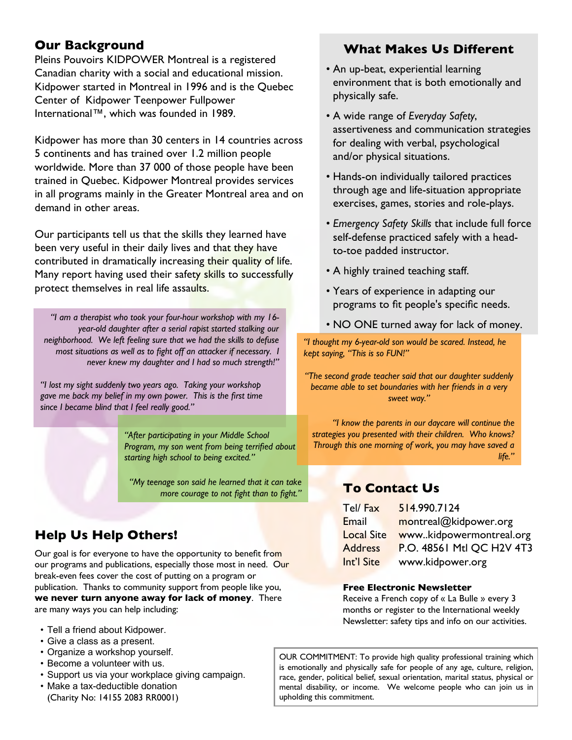## Our Background

Pleins Pouvoirs KIDPOWER Montreal is a registered Canadian charity with a social and educational mission. Kidpower started in Montreal in 1996 and is the Quebec Center of Kidpower Teenpower Fullpower International™, which was founded in 1989.

Kidpower has more than 30 centers in 14 countries across 5 continents and has trained over 1.2 million people worldwide. More than 37 000 of those people have been trained in Quebec. Kidpower Montreal provides services in all programs mainly in the Greater Montreal area and on demand in other areas.

Our participants tell us that the skills they learned have been very useful in their daily lives and that they have contributed in dramatically increasing their quality of life. Many report having used their safety skills to successfully protect themselves in real life assaults.

*"I am a therapist who took your four-hour workshop with my 16-year-old daughter after a serial rapist started stalking our neighborhood. We left feeling sure that we had the skills to defuse most situations as well as to fight off an attacker if necessary. I never knew my daughter and I had so much strength!"*

*"I lost my sight suddenly two years ago. Taking your workshop gave me back my belief in my own power. This is the first time since I became blind that I feel really good."*

*"After participating in your Middle School Program, my son went from being terrified about starting high school to being excited."*

*"My teenage son said he learned that it can take more courage to not fight than to fight."*

## What Makes Us Different

- An up-beat, experiential learning environment that is both emotionally and physically safe.
- A wide range of *Everyday Safety*, assertiveness and communication strategies for dealing with verbal, psychological and/or physical situations.
- Hands-on individually tailored practices through age and life-situation appropriate exercises, games, stories and role-plays.
- *Emergency Safety Skills* that include full force self-defense practiced safely with a head-to-toe padded instructor.
- A highly trained teaching staff.
- Years of experience in adapting our programs to fit people's specific needs.
- NO ONE turned away for lack of money.

*"I thought my 6-year-old son would be scared. Instead, he kept saying, "This is so FUN!"*

*"The second grade teacher said that our daughter suddenly became able to set boundaries with her friends in a very sweet way."*

*"I know the parents in our daycare will continue the strategies you presented with their children. Who knows? Through this one morning of work, you may have saved a life."*

## Help Us Help Others!

Our goal is for everyone to have the opportunity to benefit from our programs and publications, especially those most in need. Our break-even fees cover the cost of putting on a program or publication. Thanks to community support from people like you, **we never turn anyone away for lack of money**. There are many ways you can help including:

- Tell a friend about Kidpower.
- Give a class as a present.
- Organize a workshop yourself.
- Become a volunteer with us.
- Support us via your workplace giving campaign.
- Make a tax-deductible donation (Charity No: 14155 2083 RR0001)

## To Contact Us

| | |
|---|---|
| Tel/ Fax | 514.990.7124 |
| Email | montreal@kidpower.org |
| Local Site | www..kidpowermontreal.org |
| Address | P.O. 48561 Mtl QC H2V 4T3 |
| Int'l Site | www.kidpower.org |

**Free Electronic Newsletter**

Receive a French copy of « La Bulle » every 3 months or register to the International weekly Newsletter: safety tips and info on our activities.

OUR COMMITMENT: To provide high quality professional training which is emotionally and physically safe for people of any age, culture, religion, race, gender, political belief, sexual orientation, marital status, physical or mental disability, or income. We welcome people who can join us in upholding this commitment.